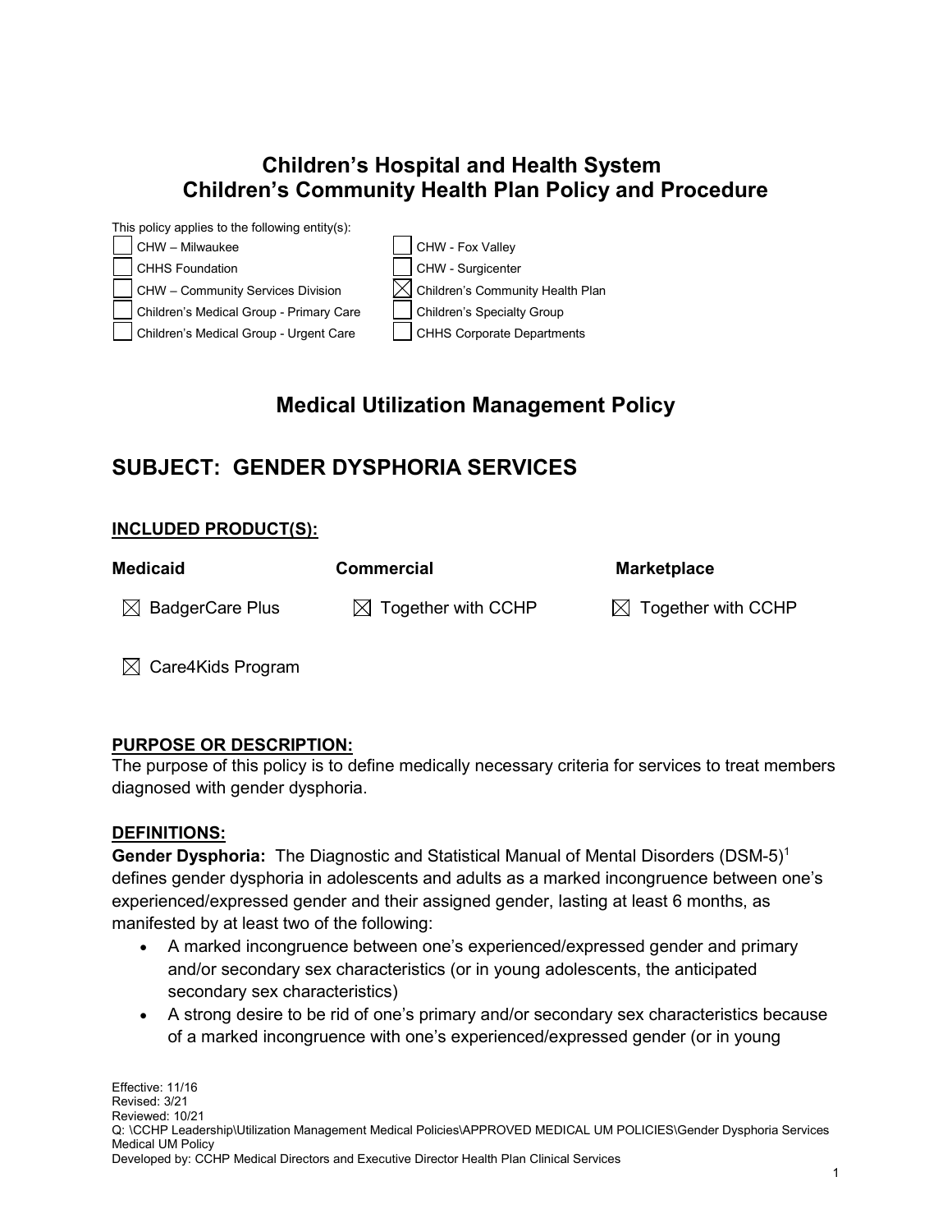# Children's Hospital and Health System
# Children's Community Health Plan Policy and Procedure

This policy applies to the following entity(s):

- ☐ CHW – Milwaukee
- ☐ CHHS Foundation
- ☐ CHW – Community Services Division
- ☐ Children's Medical Group - Primary Care
- ☐ Children's Medical Group - Urgent Care
- ☐ CHW - Fox Valley
- ☐ CHW - Surgicenter
- ☒ Children's Community Health Plan
- ☐ Children's Specialty Group
- ☐ CHHS Corporate Departments

## Medical Utilization Management Policy

## SUBJECT: GENDER DYSPHORIA SERVICES

**INCLUDED PRODUCT(S):**

| Medicaid | Commercial | Marketplace |
|---|---|---|
| ☒ BadgerCare Plus | ☒ Together with CCHP | ☒ Together with CCHP |
| ☒ Care4Kids Program | | |

**PURPOSE OR DESCRIPTION:**

The purpose of this policy is to define medically necessary criteria for services to treat members diagnosed with gender dysphoria.

**DEFINITIONS:**

**Gender Dysphoria:** The Diagnostic and Statistical Manual of Mental Disorders (DSM-5)[1] defines gender dysphoria in adolescents and adults as a marked incongruence between one's experienced/expressed gender and their assigned gender, lasting at least 6 months, as manifested by at least two of the following:

- A marked incongruence between one's experienced/expressed gender and primary and/or secondary sex characteristics (or in young adolescents, the anticipated secondary sex characteristics)
- A strong desire to be rid of one's primary and/or secondary sex characteristics because of a marked incongruence with one's experienced/expressed gender (or in young

Effective: 11/16
Revised: 3/21
Reviewed: 10/21
Q: \CCHP Leadership\Utilization Management Medical Policies\APPROVED MEDICAL UM POLICIES\Gender Dysphoria Services Medical UM Policy
Developed by: CCHP Medical Directors and Executive Director Health Plan Clinical Services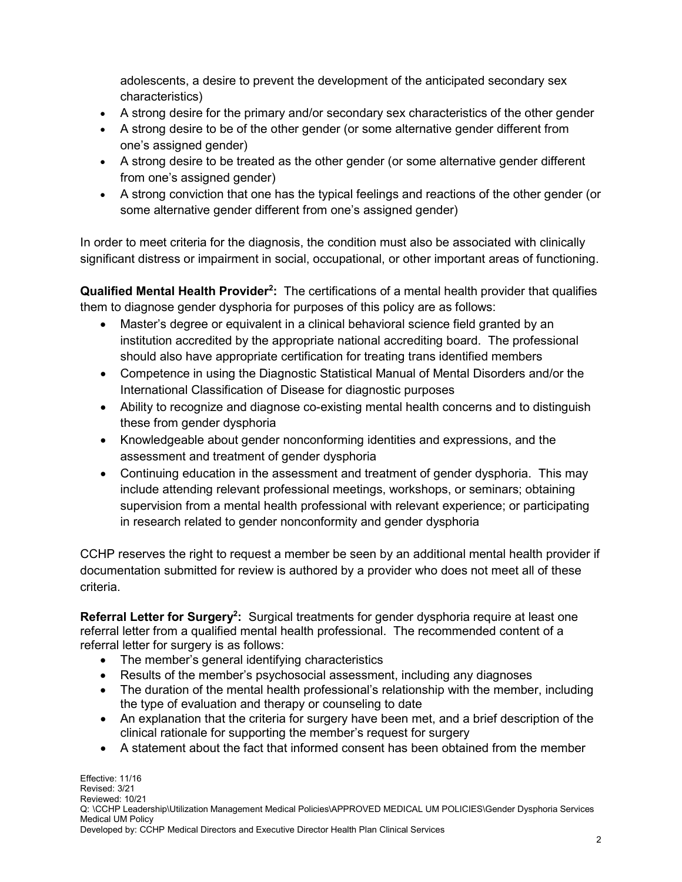adolescents, a desire to prevent the development of the anticipated secondary sex characteristics)

- A strong desire for the primary and/or secondary sex characteristics of the other gender
- A strong desire to be of the other gender (or some alternative gender different from one's assigned gender)
- A strong desire to be treated as the other gender (or some alternative gender different from one's assigned gender)
- A strong conviction that one has the typical feelings and reactions of the other gender (or some alternative gender different from one's assigned gender)

In order to meet criteria for the diagnosis, the condition must also be associated with clinically significant distress or impairment in social, occupational, or other important areas of functioning.

**Qualified Mental Health Provider[2]:** The certifications of a mental health provider that qualifies them to diagnose gender dysphoria for purposes of this policy are as follows:

- Master's degree or equivalent in a clinical behavioral science field granted by an institution accredited by the appropriate national accrediting board. The professional should also have appropriate certification for treating trans identified members
- Competence in using the Diagnostic Statistical Manual of Mental Disorders and/or the International Classification of Disease for diagnostic purposes
- Ability to recognize and diagnose co-existing mental health concerns and to distinguish these from gender dysphoria
- Knowledgeable about gender nonconforming identities and expressions, and the assessment and treatment of gender dysphoria
- Continuing education in the assessment and treatment of gender dysphoria. This may include attending relevant professional meetings, workshops, or seminars; obtaining supervision from a mental health professional with relevant experience; or participating in research related to gender nonconformity and gender dysphoria

CCHP reserves the right to request a member be seen by an additional mental health provider if documentation submitted for review is authored by a provider who does not meet all of these criteria.

**Referral Letter for Surgery[2]:** Surgical treatments for gender dysphoria require at least one referral letter from a qualified mental health professional. The recommended content of a referral letter for surgery is as follows:

- The member's general identifying characteristics
- Results of the member's psychosocial assessment, including any diagnoses
- The duration of the mental health professional's relationship with the member, including the type of evaluation and therapy or counseling to date
- An explanation that the criteria for surgery have been met, and a brief description of the clinical rationale for supporting the member's request for surgery
- A statement about the fact that informed consent has been obtained from the member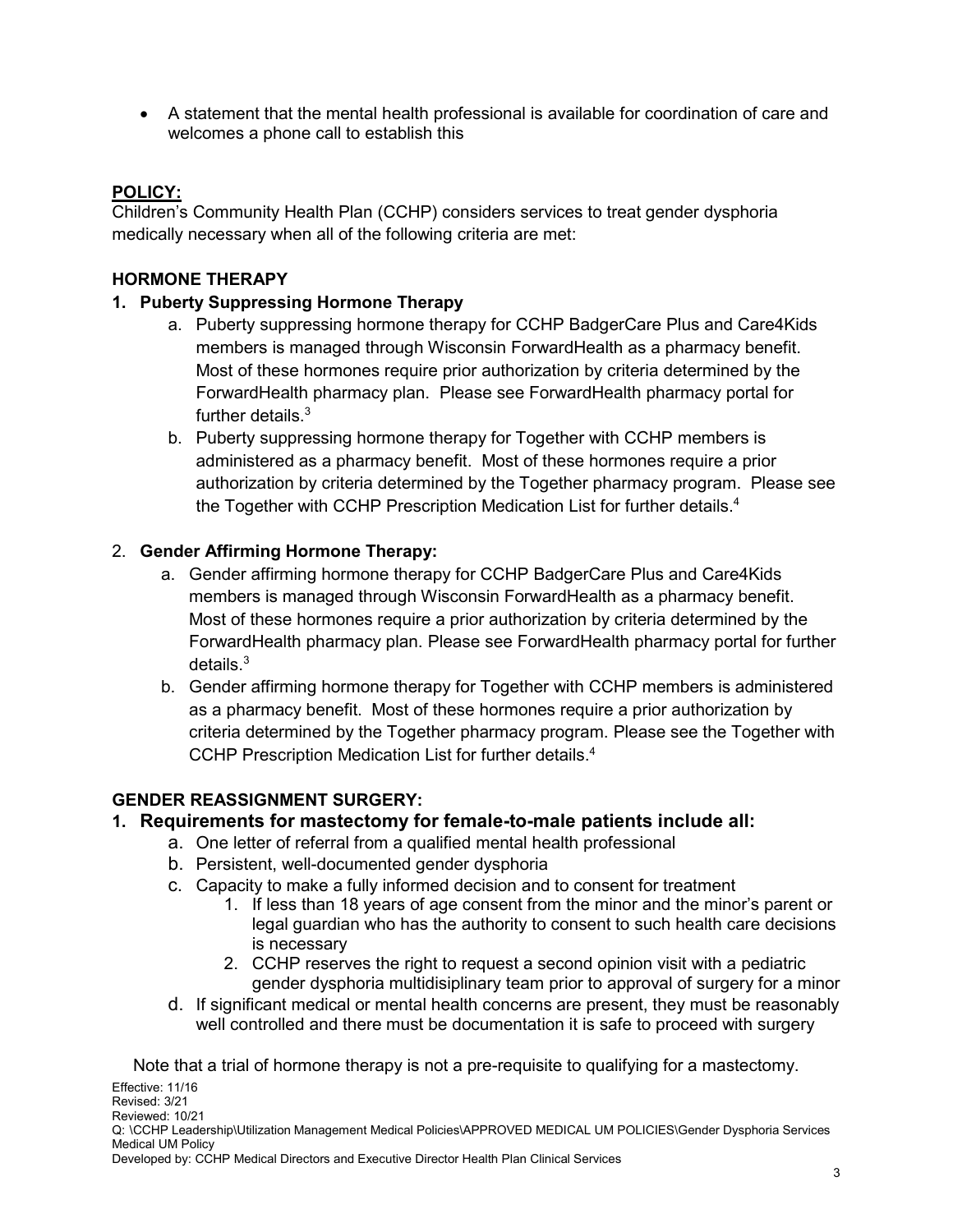- A statement that the mental health professional is available for coordination of care and welcomes a phone call to establish this

## POLICY:

Children's Community Health Plan (CCHP) considers services to treat gender dysphoria medically necessary when all of the following criteria are met:

### HORMONE THERAPY

1. **Puberty Suppressing Hormone Therapy**
   a. Puberty suppressing hormone therapy for CCHP BadgerCare Plus and Care4Kids members is managed through Wisconsin ForwardHealth as a pharmacy benefit. Most of these hormones require prior authorization by criteria determined by the ForwardHealth pharmacy plan. Please see ForwardHealth pharmacy portal for further details.[3]
   b. Puberty suppressing hormone therapy for Together with CCHP members is administered as a pharmacy benefit. Most of these hormones require a prior authorization by criteria determined by the Together pharmacy program. Please see the Together with CCHP Prescription Medication List for further details.[4]

2. **Gender Affirming Hormone Therapy:**
   a. Gender affirming hormone therapy for CCHP BadgerCare Plus and Care4Kids members is managed through Wisconsin ForwardHealth as a pharmacy benefit. Most of these hormones require a prior authorization by criteria determined by the ForwardHealth pharmacy plan. Please see ForwardHealth pharmacy portal for further details.[3]
   b. Gender affirming hormone therapy for Together with CCHP members is administered as a pharmacy benefit. Most of these hormones require a prior authorization by criteria determined by the Together pharmacy program. Please see the Together with CCHP Prescription Medication List for further details.[4]

### GENDER REASSIGNMENT SURGERY:

1. **Requirements for mastectomy for female-to-male patients include all:**
   a. One letter of referral from a qualified mental health professional
   b. Persistent, well-documented gender dysphoria
   c. Capacity to make a fully informed decision and to consent for treatment
      1. If less than 18 years of age consent from the minor and the minor's parent or legal guardian who has the authority to consent to such health care decisions is necessary
      2. CCHP reserves the right to request a second opinion visit with a pediatric gender dysphoria multidisiplinary team prior to approval of surgery for a minor
   d. If significant medical or mental health concerns are present, they must be reasonably well controlled and there must be documentation it is safe to proceed with surgery

Note that a trial of hormone therapy is not a pre-requisite to qualifying for a mastectomy.

Effective: 11/16
Revised: 3/21
Reviewed: 10/21
Q: \CCHP Leadership\Utilization Management Medical Policies\APPROVED MEDICAL UM POLICIES\Gender Dysphoria Services Medical UM Policy
Developed by: CCHP Medical Directors and Executive Director Health Plan Clinical Services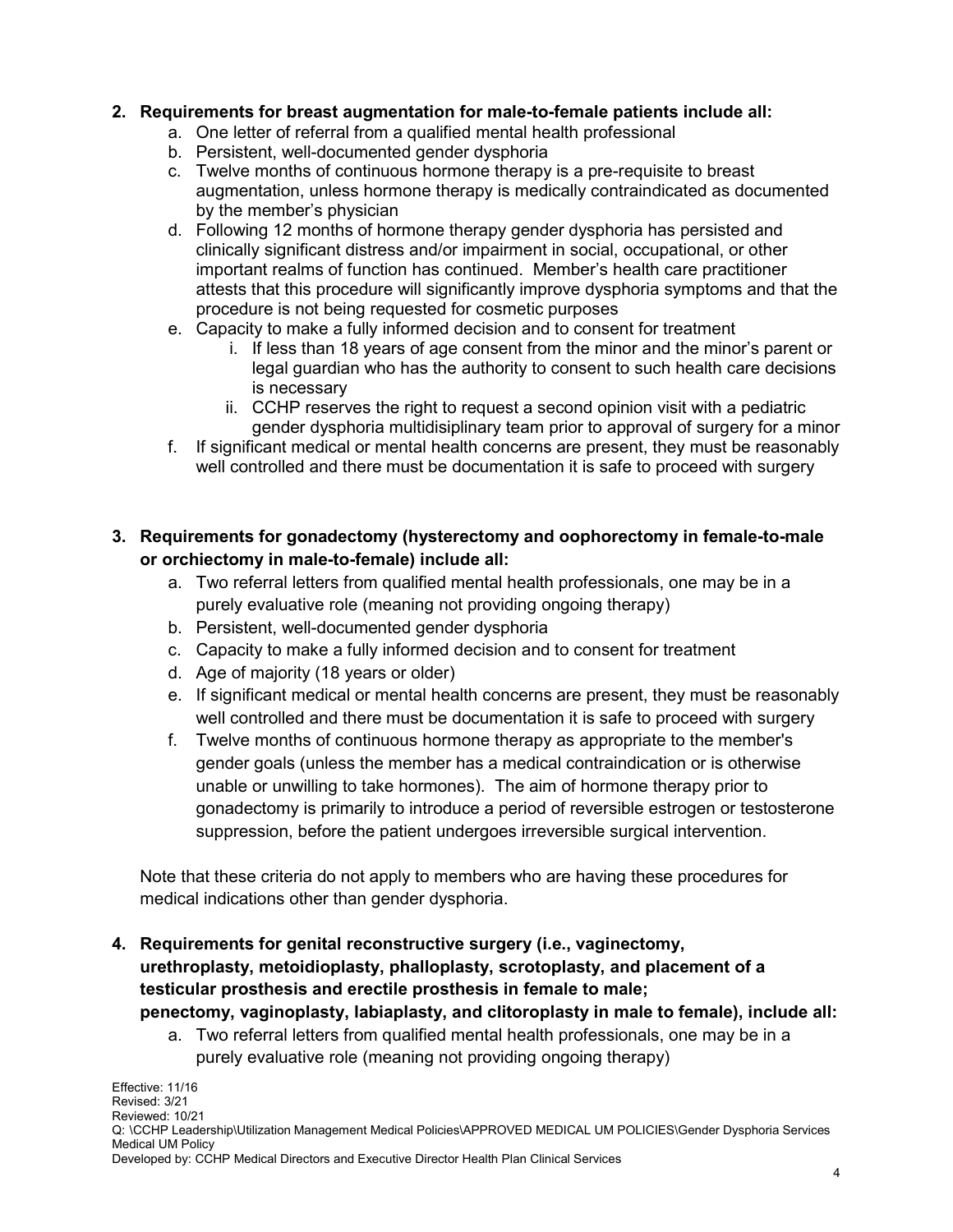2. **Requirements for breast augmentation for male-to-female patients include all:**
    a. One letter of referral from a qualified mental health professional
    b. Persistent, well-documented gender dysphoria
    c. Twelve months of continuous hormone therapy is a pre-requisite to breast augmentation, unless hormone therapy is medically contraindicated as documented by the member's physician
    d. Following 12 months of hormone therapy gender dysphoria has persisted and clinically significant distress and/or impairment in social, occupational, or other important realms of function has continued. Member's health care practitioner attests that this procedure will significantly improve dysphoria symptoms and that the procedure is not being requested for cosmetic purposes
    e. Capacity to make a fully informed decision and to consent for treatment
        i. If less than 18 years of age consent from the minor and the minor's parent or legal guardian who has the authority to consent to such health care decisions is necessary
        ii. CCHP reserves the right to request a second opinion visit with a pediatric gender dysphoria multidisiplinary team prior to approval of surgery for a minor
    f. If significant medical or mental health concerns are present, they must be reasonably well controlled and there must be documentation it is safe to proceed with surgery

3. **Requirements for gonadectomy (hysterectomy and oophorectomy in female-to-male or orchiectomy in male-to-female) include all:**
    a. Two referral letters from qualified mental health professionals, one may be in a purely evaluative role (meaning not providing ongoing therapy)
    b. Persistent, well-documented gender dysphoria
    c. Capacity to make a fully informed decision and to consent for treatment
    d. Age of majority (18 years or older)
    e. If significant medical or mental health concerns are present, they must be reasonably well controlled and there must be documentation it is safe to proceed with surgery
    f. Twelve months of continuous hormone therapy as appropriate to the member's gender goals (unless the member has a medical contraindication or is otherwise unable or unwilling to take hormones). The aim of hormone therapy prior to gonadectomy is primarily to introduce a period of reversible estrogen or testosterone suppression, before the patient undergoes irreversible surgical intervention.

    Note that these criteria do not apply to members who are having these procedures for medical indications other than gender dysphoria.

4. **Requirements for genital reconstructive surgery (i.e., vaginectomy, urethroplasty, metoidioplasty, phalloplasty, scrotoplasty, and placement of a testicular prosthesis and erectile prosthesis in female to male; penectomy, vaginoplasty, labiaplasty, and clitoroplasty in male to female), include all:**
    a. Two referral letters from qualified mental health professionals, one may be in a purely evaluative role (meaning not providing ongoing therapy)

Effective: 11/16
Revised: 3/21
Reviewed: 10/21
Q: \CCHP Leadership\Utilization Management Medical Policies\APPROVED MEDICAL UM POLICIES\Gender Dysphoria Services Medical UM Policy
Developed by: CCHP Medical Directors and Executive Director Health Plan Clinical Services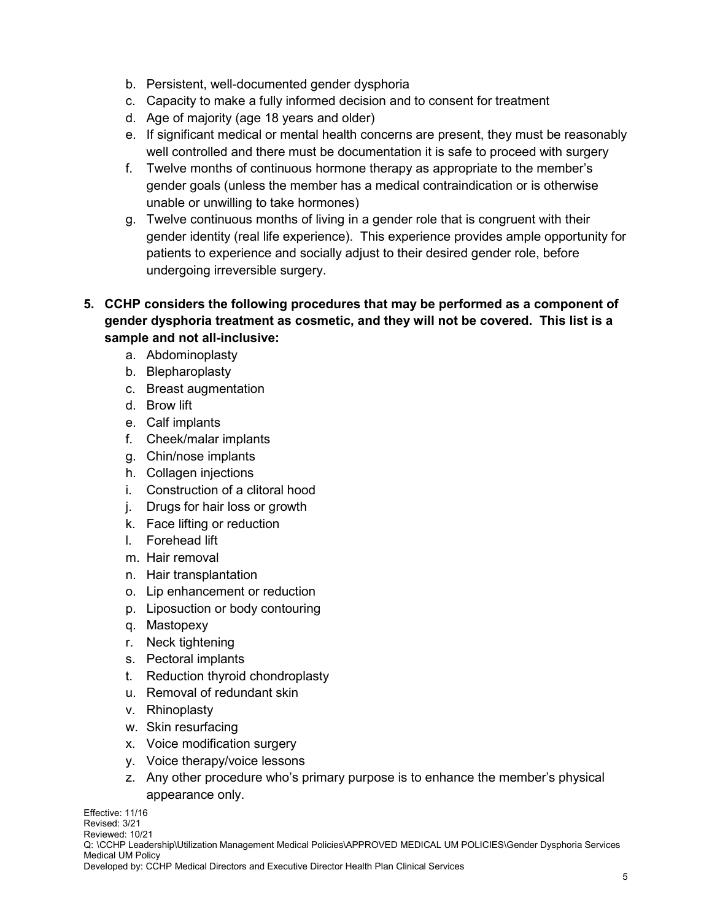b. Persistent, well-documented gender dysphoria
c. Capacity to make a fully informed decision and to consent for treatment
d. Age of majority (age 18 years and older)
e. If significant medical or mental health concerns are present, they must be reasonably well controlled and there must be documentation it is safe to proceed with surgery
f. Twelve months of continuous hormone therapy as appropriate to the member's gender goals (unless the member has a medical contraindication or is otherwise unable or unwilling to take hormones)
g. Twelve continuous months of living in a gender role that is congruent with their gender identity (real life experience). This experience provides ample opportunity for patients to experience and socially adjust to their desired gender role, before undergoing irreversible surgery.

5. **CCHP considers the following procedures that may be performed as a component of gender dysphoria treatment as cosmetic, and they will not be covered. This list is a sample and not all-inclusive:**
   a. Abdominoplasty
   b. Blepharoplasty
   c. Breast augmentation
   d. Brow lift
   e. Calf implants
   f. Cheek/malar implants
   g. Chin/nose implants
   h. Collagen injections
   i. Construction of a clitoral hood
   j. Drugs for hair loss or growth
   k. Face lifting or reduction
   l. Forehead lift
   m. Hair removal
   n. Hair transplantation
   o. Lip enhancement or reduction
   p. Liposuction or body contouring
   q. Mastopexy
   r. Neck tightening
   s. Pectoral implants
   t. Reduction thyroid chondroplasty
   u. Removal of redundant skin
   v. Rhinoplasty
   w. Skin resurfacing
   x. Voice modification surgery
   y. Voice therapy/voice lessons
   z. Any other procedure who's primary purpose is to enhance the member's physical appearance only.

Effective: 11/16
Revised: 3/21
Reviewed: 10/21
Q: \CCHP Leadership\Utilization Management Medical Policies\APPROVED MEDICAL UM POLICIES\Gender Dysphoria Services Medical UM Policy
Developed by: CCHP Medical Directors and Executive Director Health Plan Clinical Services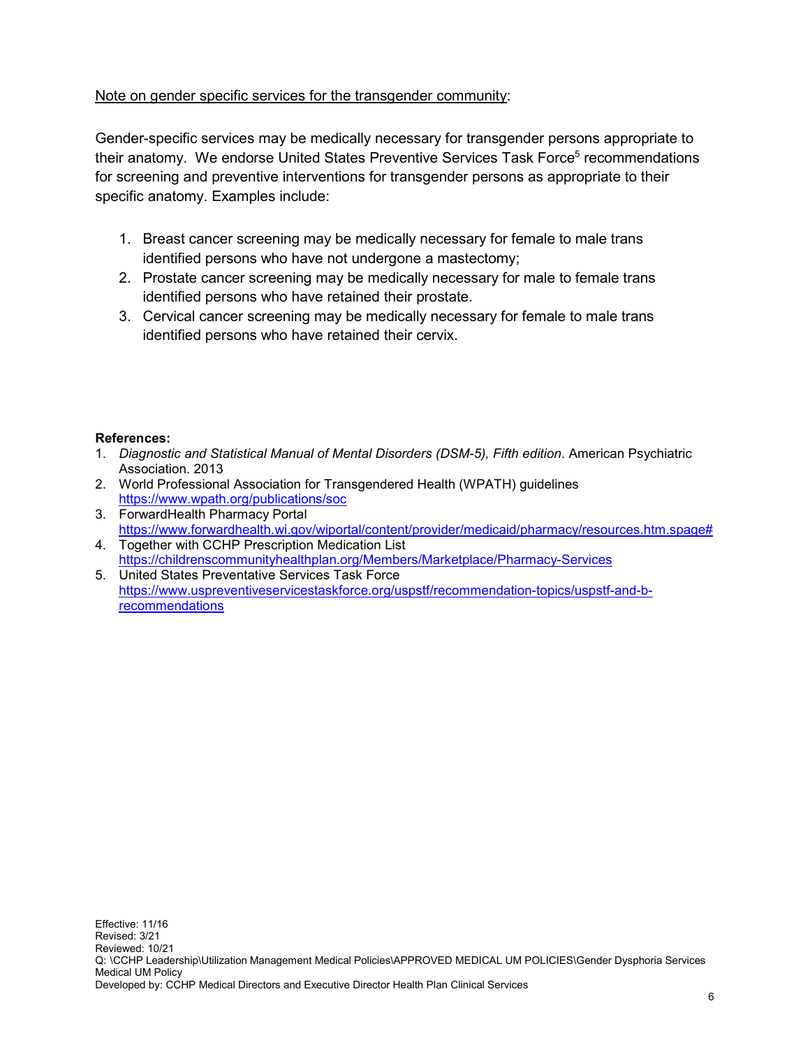Note on gender specific services for the transgender community:

Gender-specific services may be medically necessary for transgender persons appropriate to their anatomy. We endorse United States Preventive Services Task Force[5] recommendations for screening and preventive interventions for transgender persons as appropriate to their specific anatomy. Examples include:

1. Breast cancer screening may be medically necessary for female to male trans identified persons who have not undergone a mastectomy;
2. Prostate cancer screening may be medically necessary for male to female trans identified persons who have retained their prostate.
3. Cervical cancer screening may be medically necessary for female to male trans identified persons who have retained their cervix.

**References:**

1. *Diagnostic and Statistical Manual of Mental Disorders (DSM-5), Fifth edition*. American Psychiatric Association. 2013
2. World Professional Association for Transgendered Health (WPATH) guidelines https://www.wpath.org/publications/soc
3. ForwardHealth Pharmacy Portal https://www.forwardhealth.wi.gov/wiportal/content/provider/medicaid/pharmacy/resources.htm.spage#
4. Together with CCHP Prescription Medication List https://childrenscommunityhealthplan.org/Members/Marketplace/Pharmacy-Services
5. United States Preventative Services Task Force https://www.uspreventiveservicestaskforce.org/uspstf/recommendation-topics/uspstf-and-b-recommendations

Effective: 11/16
Revised: 3/21
Reviewed: 10/21
Q: \CCHP Leadership\Utilization Management Medical Policies\APPROVED MEDICAL UM POLICIES\Gender Dysphoria Services Medical UM Policy
Developed by: CCHP Medical Directors and Executive Director Health Plan Clinical Services